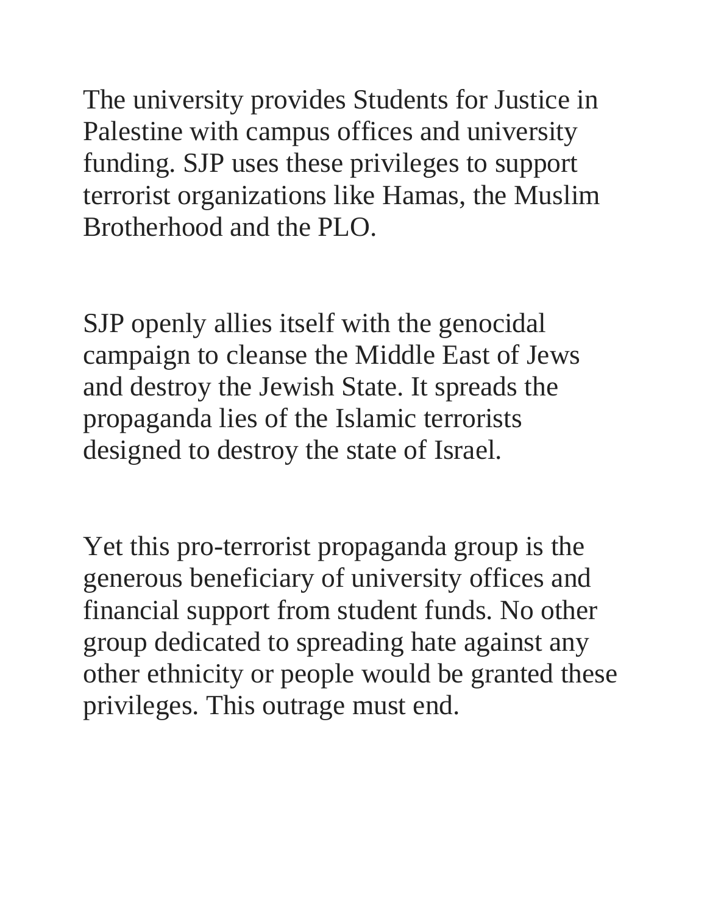The university provides Students for Justice in Palestine with campus offices and university funding. SJP uses these privileges to support terrorist organizations like Hamas, the Muslim Brotherhood and the PLO.

SJP openly allies itself with the genocidal campaign to cleanse the Middle East of Jews and destroy the Jewish State. It spreads the propaganda lies of the Islamic terrorists designed to destroy the state of Israel.

Yet this pro-terrorist propaganda group is the generous beneficiary of university offices and financial support from student funds. No other group dedicated to spreading hate against any other ethnicity or people would be granted these privileges. This outrage must end.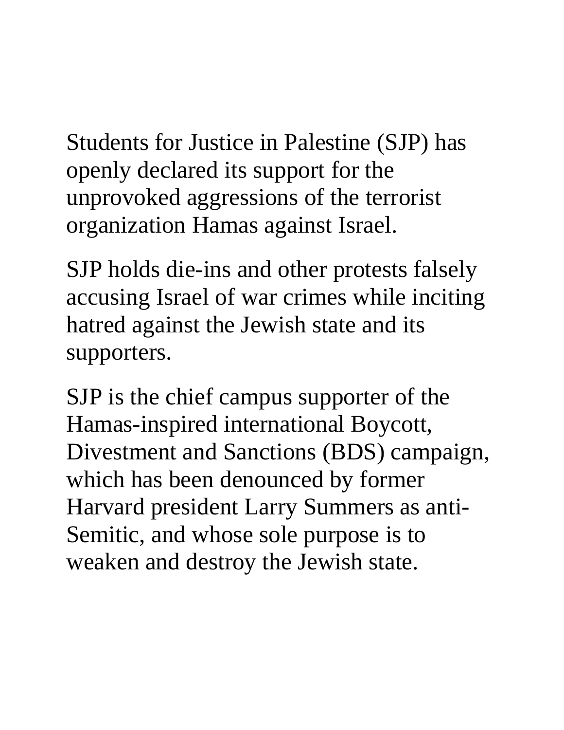Students for Justice in Palestine (SJP) has openly declared its support for the unprovoked aggressions of the terrorist organization Hamas against Israel.

SJP holds die-ins and other protests falsely accusing Israel of war crimes while inciting hatred against the Jewish state and its supporters.

SJP is the chief campus supporter of the Hamas-inspired international Boycott, Divestment and Sanctions (BDS) campaign, which has been denounced by former Harvard president Larry Summers as anti-Semitic, and whose sole purpose is to weaken and destroy the Jewish state.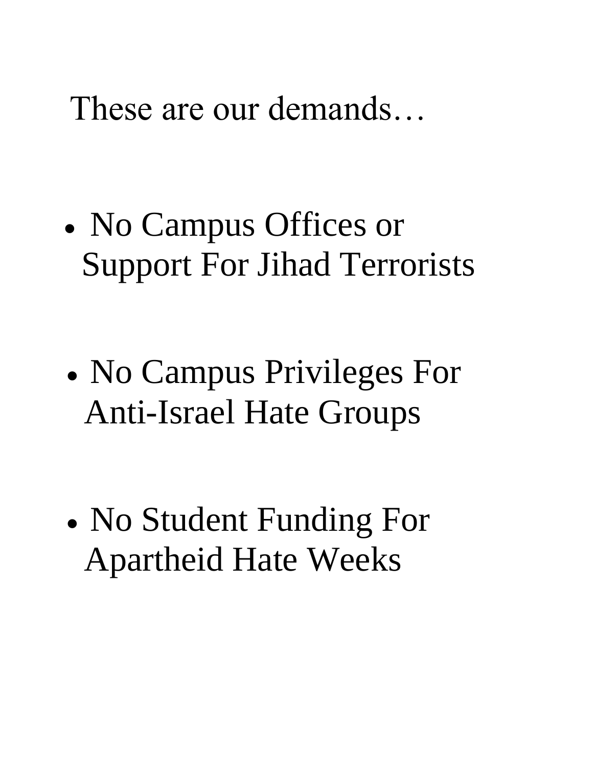These are our demands…

- No Campus Offices or Support For Jihad Terrorists

- No Campus Privileges For Anti-Israel Hate Groups

- No Student Funding For Apartheid Hate Weeks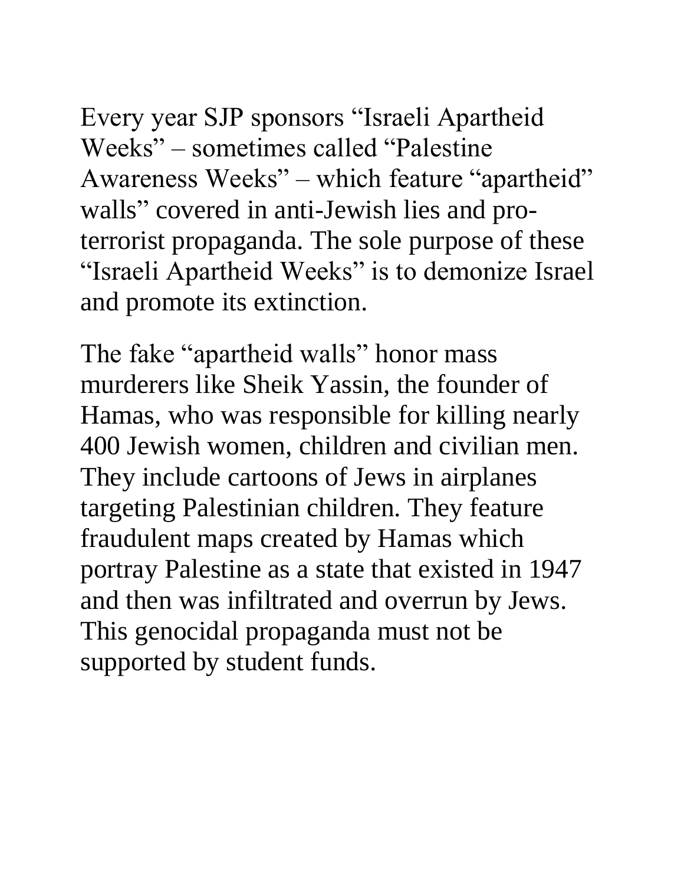Every year SJP sponsors “Israeli Apartheid Weeks” – sometimes called “Palestine Awareness Weeks” – which feature “apartheid” walls” covered in anti-Jewish lies and pro-terrorist propaganda. The sole purpose of these “Israeli Apartheid Weeks” is to demonize Israel and promote its extinction.

The fake “apartheid walls” honor mass murderers like Sheik Yassin, the founder of Hamas, who was responsible for killing nearly 400 Jewish women, children and civilian men. They include cartoons of Jews in airplanes targeting Palestinian children. They feature fraudulent maps created by Hamas which portray Palestine as a state that existed in 1947 and then was infiltrated and overrun by Jews. This genocidal propaganda must not be supported by student funds.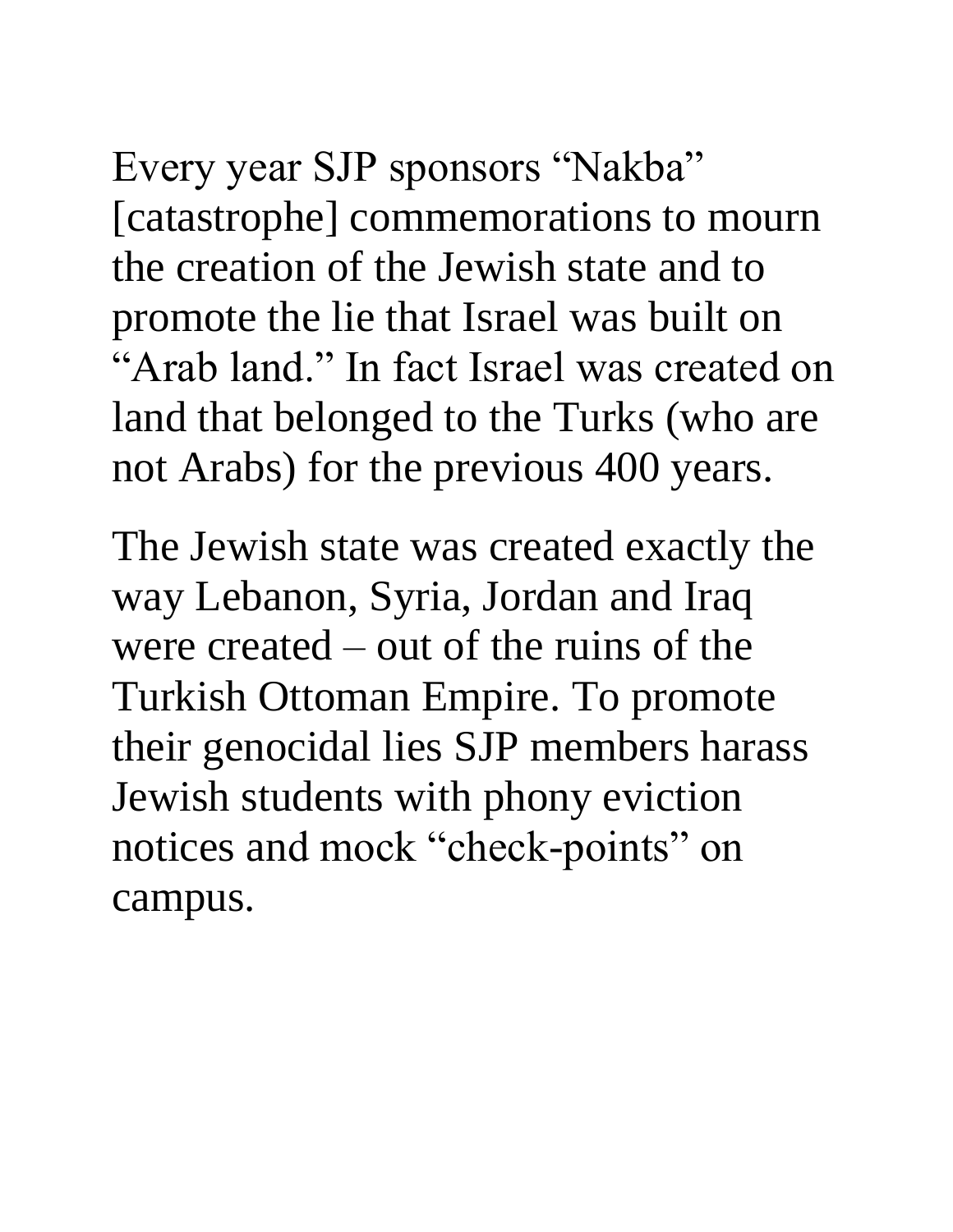Every year SJP sponsors "Nakba" [catastrophe] commemorations to mourn the creation of the Jewish state and to promote the lie that Israel was built on "Arab land." In fact Israel was created on land that belonged to the Turks (who are not Arabs) for the previous 400 years.

The Jewish state was created exactly the way Lebanon, Syria, Jordan and Iraq were created – out of the ruins of the Turkish Ottoman Empire. To promote their genocidal lies SJP members harass Jewish students with phony eviction notices and mock "check-points" on campus.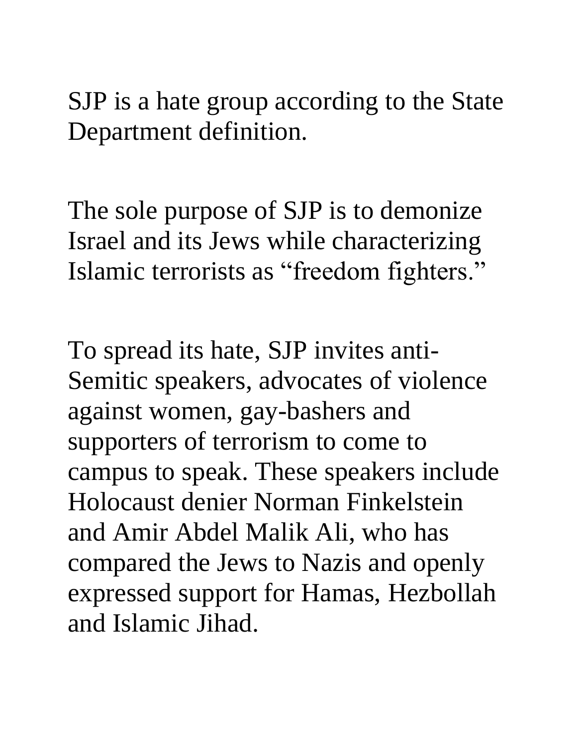SJP is a hate group according to the State Department definition.

The sole purpose of SJP is to demonize Israel and its Jews while characterizing Islamic terrorists as "freedom fighters."

To spread its hate, SJP invites anti-Semitic speakers, advocates of violence against women, gay-bashers and supporters of terrorism to come to campus to speak. These speakers include Holocaust denier Norman Finkelstein and Amir Abdel Malik Ali, who has compared the Jews to Nazis and openly expressed support for Hamas, Hezbollah and Islamic Jihad.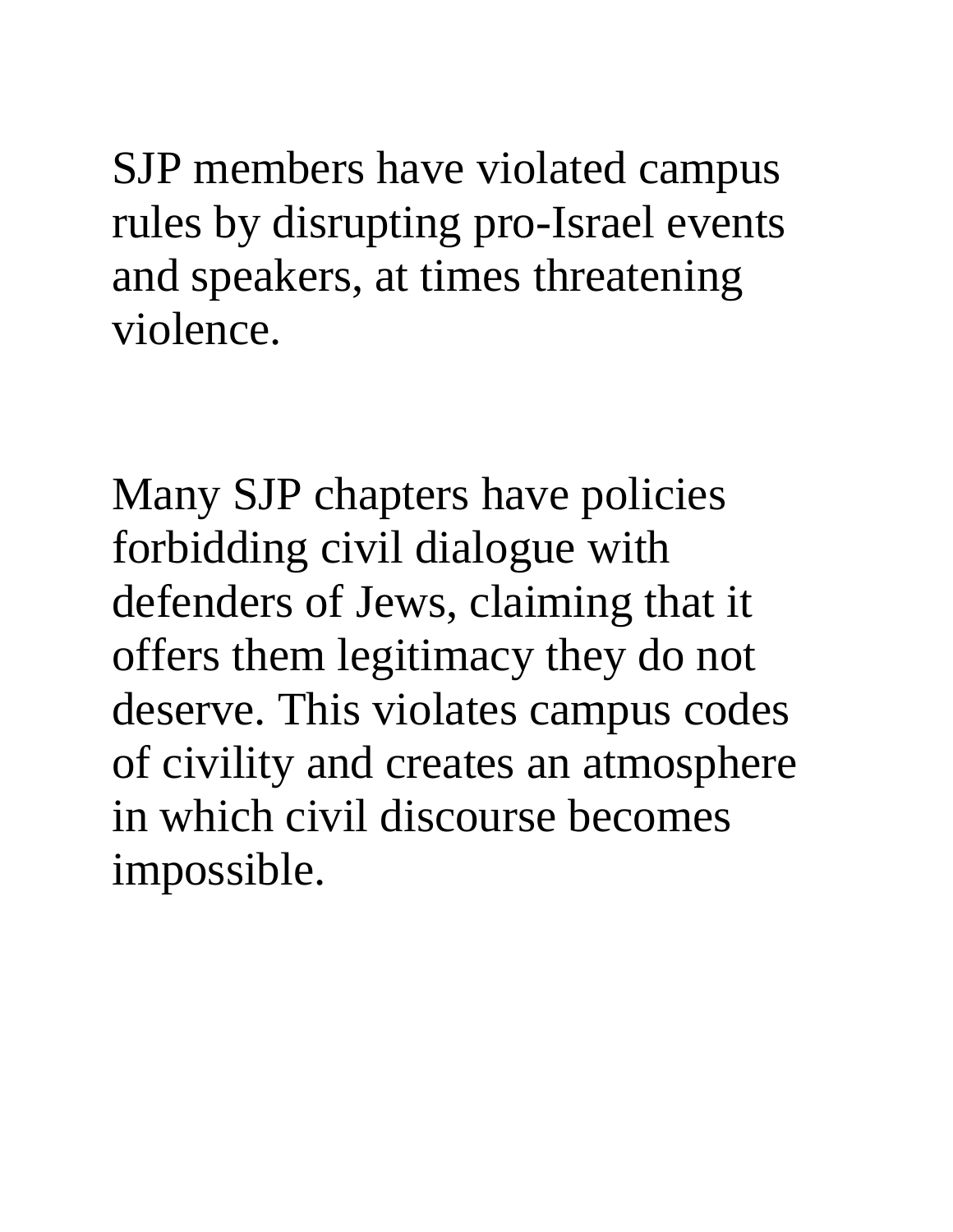SJP members have violated campus rules by disrupting pro-Israel events and speakers, at times threatening violence.

Many SJP chapters have policies forbidding civil dialogue with defenders of Jews, claiming that it offers them legitimacy they do not deserve. This violates campus codes of civility and creates an atmosphere in which civil discourse becomes impossible.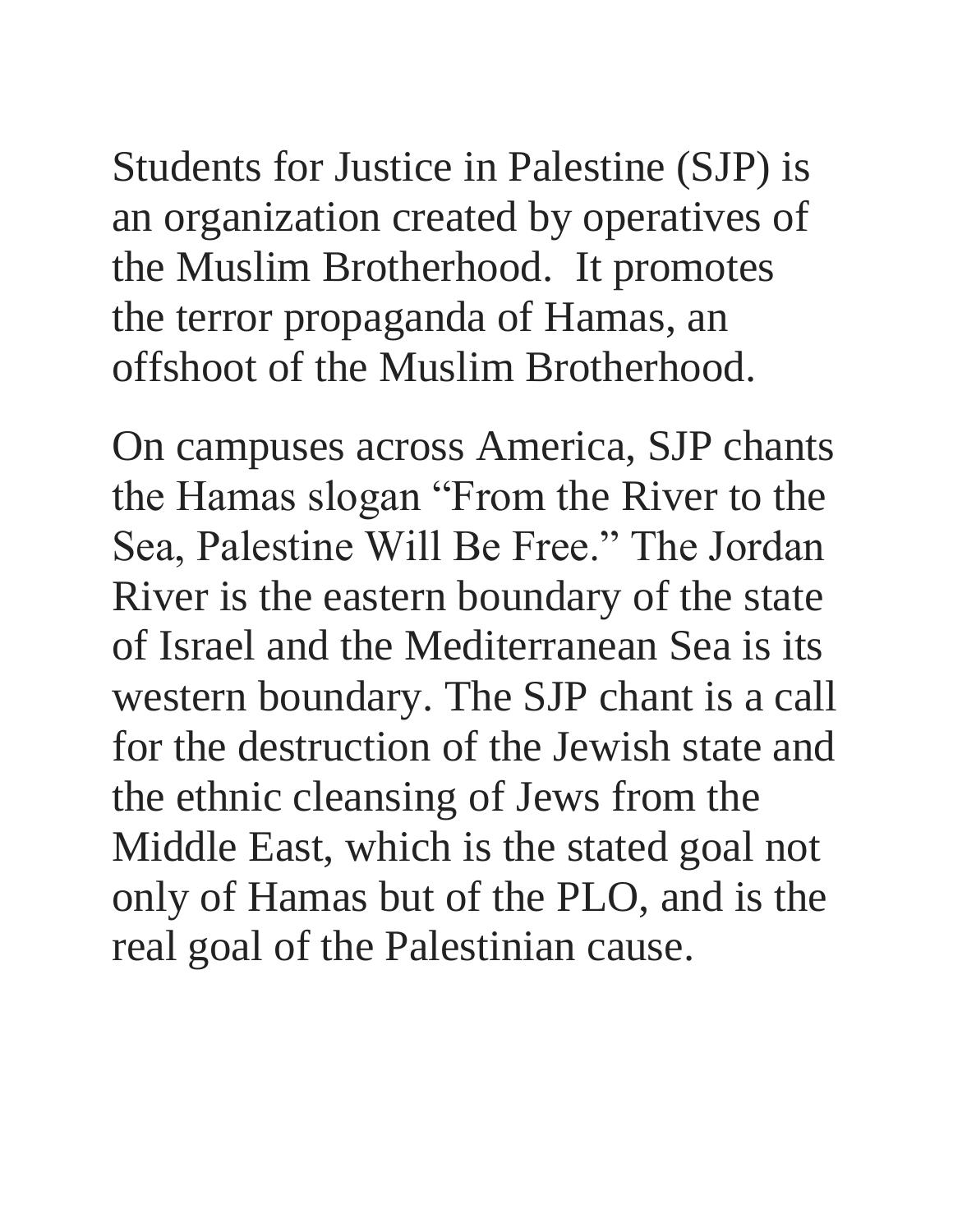Students for Justice in Palestine (SJP) is an organization created by operatives of the Muslim Brotherhood.  It promotes the terror propaganda of Hamas, an offshoot of the Muslim Brotherhood.

On campuses across America, SJP chants the Hamas slogan "From the River to the Sea, Palestine Will Be Free." The Jordan River is the eastern boundary of the state of Israel and the Mediterranean Sea is its western boundary. The SJP chant is a call for the destruction of the Jewish state and the ethnic cleansing of Jews from the Middle East, which is the stated goal not only of Hamas but of the PLO, and is the real goal of the Palestinian cause.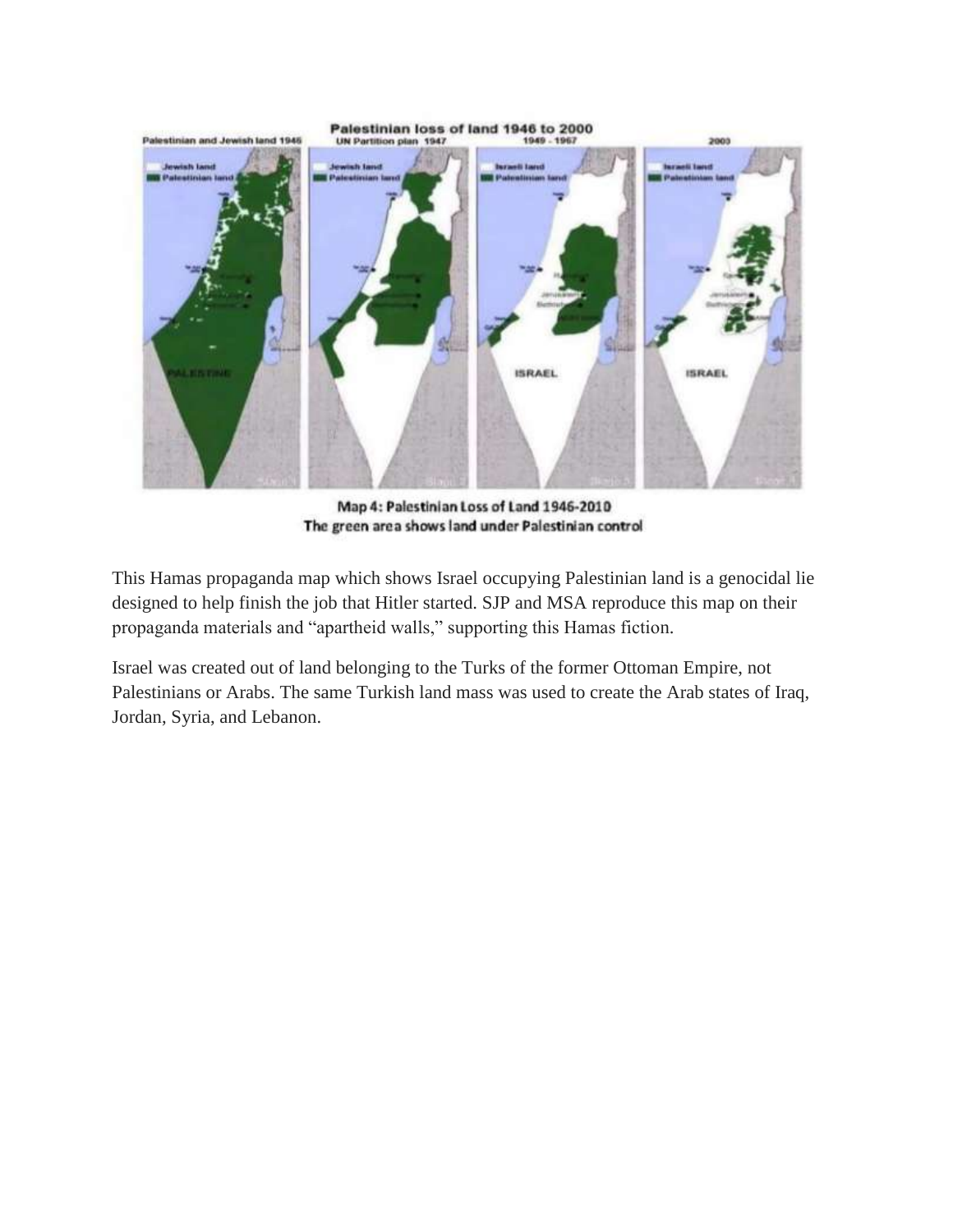Palestinian loss of land 1946 to 2000

Palestinian and Jewish land 1946

UN Partition plan 1947

1949 - 1967

2000

Jewish land

Palestinian land

Israeli land

PALESTINE

ISRAEL

Map 4: Palestinian Loss of Land 1946-2010
The green area shows land under Palestinian control

This Hamas propaganda map which shows Israel occupying Palestinian land is a genocidal lie designed to help finish the job that Hitler started. SJP and MSA reproduce this map on their propaganda materials and "apartheid walls," supporting this Hamas fiction.

Israel was created out of land belonging to the Turks of the former Ottoman Empire, not Palestinians or Arabs. The same Turkish land mass was used to create the Arab states of Iraq, Jordan, Syria, and Lebanon.